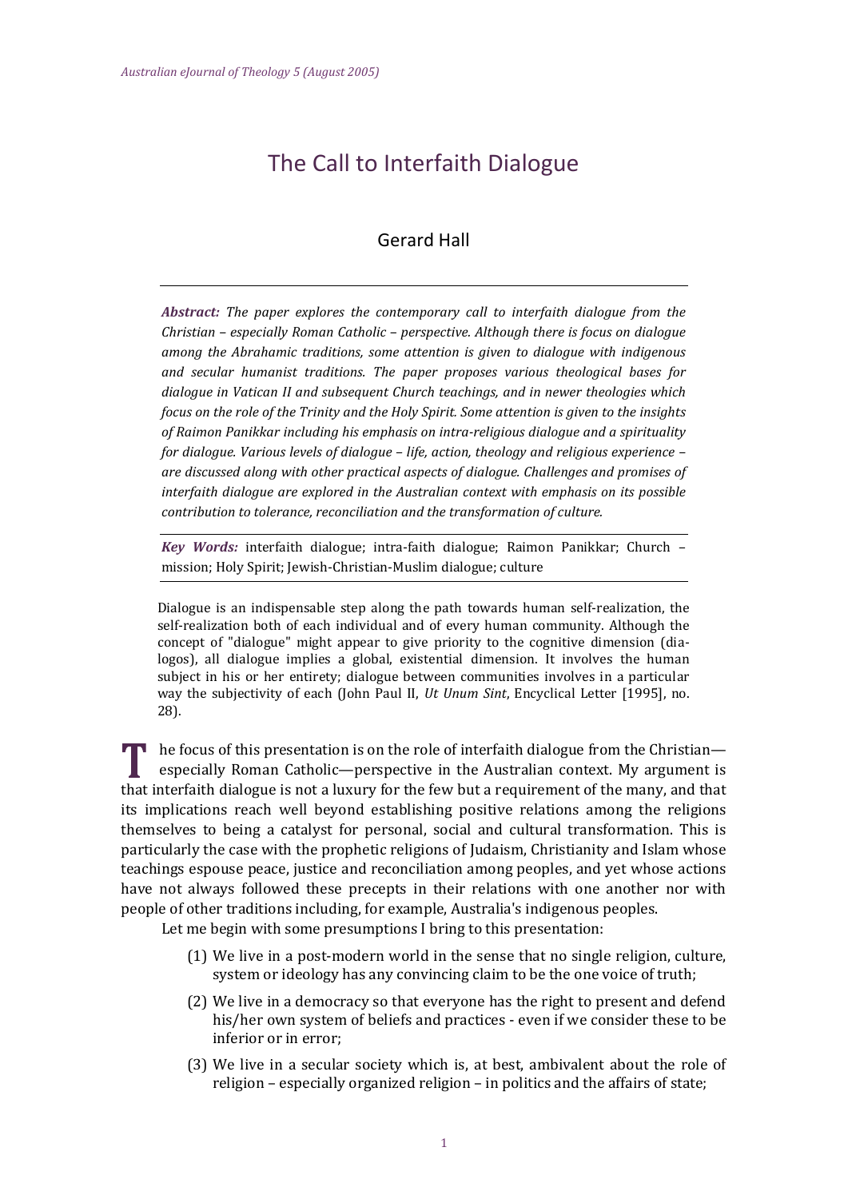# The Call to Interfaith Dialogue

## Gerard Hall

***Abstract:*** *The paper explores the contemporary call to interfaith dialogue from the Christian – especially Roman Catholic – perspective. Although there is focus on dialogue among the Abrahamic traditions, some attention is given to dialogue with indigenous and secular humanist traditions. The paper proposes various theological bases for dialogue in Vatican II and subsequent Church teachings, and in newer theologies which focus on the role of the Trinity and the Holy Spirit. Some attention is given to the insights of Raimon Panikkar including his emphasis on intra-religious dialogue and a spirituality for dialogue. Various levels of dialogue – life, action, theology and religious experience – are discussed along with other practical aspects of dialogue. Challenges and promises of interfaith dialogue are explored in the Australian context with emphasis on its possible contribution to tolerance, reconciliation and the transformation of culture.*

***Key Words:*** interfaith dialogue; intra-faith dialogue; Raimon Panikkar; Church – mission; Holy Spirit; Jewish-Christian-Muslim dialogue; culture

> Dialogue is an indispensable step along the path towards human self-realization, the self-realization both of each individual and of every human community. Although the concept of "dialogue" might appear to give priority to the cognitive dimension (dia-logos), all dialogue implies a global, existential dimension. It involves the human subject in his or her entirety; dialogue between communities involves in a particular way the subjectivity of each (John Paul II, *Ut Unum Sint*, Encyclical Letter [1995], no. 28).

The focus of this presentation is on the role of interfaith dialogue from the Christian—especially Roman Catholic—perspective in the Australian context. My argument is that interfaith dialogue is not a luxury for the few but a requirement of the many, and that its implications reach well beyond establishing positive relations among the religions themselves to being a catalyst for personal, social and cultural transformation. This is particularly the case with the prophetic religions of Judaism, Christianity and Islam whose teachings espouse peace, justice and reconciliation among peoples, and yet whose actions have not always followed these precepts in their relations with one another nor with people of other traditions including, for example, Australia's indigenous peoples.

Let me begin with some presumptions I bring to this presentation:

(1) We live in a post-modern world in the sense that no single religion, culture, system or ideology has any convincing claim to be the one voice of truth;

(2) We live in a democracy so that everyone has the right to present and defend his/her own system of beliefs and practices - even if we consider these to be inferior or in error;

(3) We live in a secular society which is, at best, ambivalent about the role of religion – especially organized religion – in politics and the affairs of state;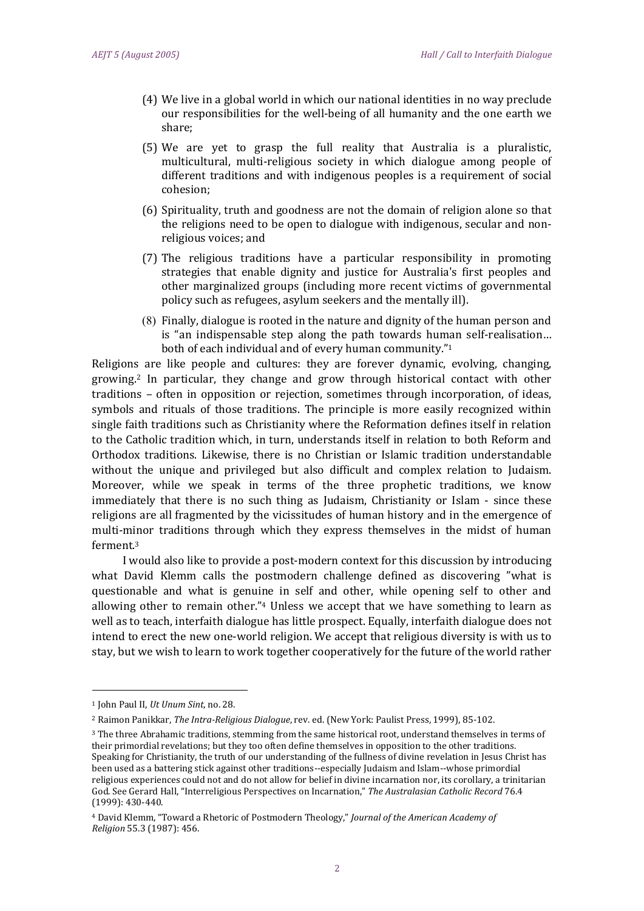(4) We live in a global world in which our national identities in no way preclude our responsibilities for the well-being of all humanity and the one earth we share;

(5) We are yet to grasp the full reality that Australia is a pluralistic, multicultural, multi-religious society in which dialogue among people of different traditions and with indigenous peoples is a requirement of social cohesion;

(6) Spirituality, truth and goodness are not the domain of religion alone so that the religions need to be open to dialogue with indigenous, secular and non-religious voices; and

(7) The religious traditions have a particular responsibility in promoting strategies that enable dignity and justice for Australia's first peoples and other marginalized groups (including more recent victims of governmental policy such as refugees, asylum seekers and the mentally ill).

(8) Finally, dialogue is rooted in the nature and dignity of the human person and is "an indispensable step along the path towards human self-realisation… both of each individual and of every human community."[1]

Religions are like people and cultures: they are forever dynamic, evolving, changing, growing.[2] In particular, they change and grow through historical contact with other traditions – often in opposition or rejection, sometimes through incorporation, of ideas, symbols and rituals of those traditions. The principle is more easily recognized within single faith traditions such as Christianity where the Reformation defines itself in relation to the Catholic tradition which, in turn, understands itself in relation to both Reform and Orthodox traditions. Likewise, there is no Christian or Islamic tradition understandable without the unique and privileged but also difficult and complex relation to Judaism. Moreover, while we speak in terms of the three prophetic traditions, we know immediately that there is no such thing as Judaism, Christianity or Islam - since these religions are all fragmented by the vicissitudes of human history and in the emergence of multi-minor traditions through which they express themselves in the midst of human ferment.[3]

I would also like to provide a post-modern context for this discussion by introducing what David Klemm calls the postmodern challenge defined as discovering "what is questionable and what is genuine in self and other, while opening self to other and allowing other to remain other."[4] Unless we accept that we have something to learn as well as to teach, interfaith dialogue has little prospect. Equally, interfaith dialogue does not intend to erect the new one-world religion. We accept that religious diversity is with us to stay, but we wish to learn to work together cooperatively for the future of the world rather

---

[1] John Paul II, *Ut Unum Sint*, no. 28.

[2] Raimon Panikkar, *The Intra-Religious Dialogue*, rev. ed. (New York: Paulist Press, 1999), 85-102.

[3] The three Abrahamic traditions, stemming from the same historical root, understand themselves in terms of their primordial revelations; but they too often define themselves in opposition to the other traditions. Speaking for Christianity, the truth of our understanding of the fullness of divine revelation in Jesus Christ has been used as a battering stick against other traditions--especially Judaism and Islam--whose primordial religious experiences could not and do not allow for belief in divine incarnation nor, its corollary, a trinitarian God. See Gerard Hall, "Interreligious Perspectives on Incarnation," *The Australasian Catholic Record* 76.4 (1999): 430-440.

[4] David Klemm, "Toward a Rhetoric of Postmodern Theology," *Journal of the American Academy of Religion* 55.3 (1987): 456.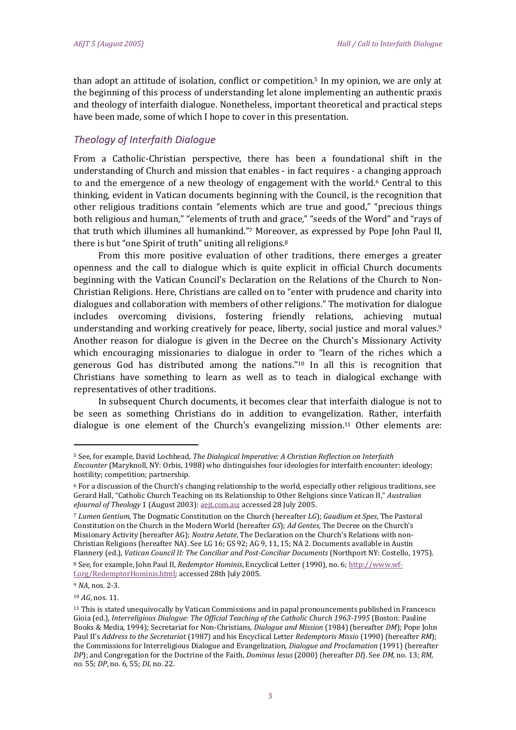than adopt an attitude of isolation, conflict or competition.[5] In my opinion, we are only at the beginning of this process of understanding let alone implementing an authentic praxis and theology of interfaith dialogue. Nonetheless, important theoretical and practical steps have been made, some of which I hope to cover in this presentation.

## *Theology of Interfaith Dialogue*

From a Catholic-Christian perspective, there has been a foundational shift in the understanding of Church and mission that enables - in fact requires - a changing approach to and the emergence of a new theology of engagement with the world.[6] Central to this thinking, evident in Vatican documents beginning with the Council, is the recognition that other religious traditions contain "elements which are true and good," "precious things both religious and human," "elements of truth and grace," "seeds of the Word" and "rays of that truth which illumines all humankind."[7] Moreover, as expressed by Pope John Paul II, there is but "one Spirit of truth" uniting all religions.[8]

From this more positive evaluation of other traditions, there emerges a greater openness and the call to dialogue which is quite explicit in official Church documents beginning with the Vatican Council's Declaration on the Relations of the Church to Non-Christian Religions. Here, Christians are called on to "enter with prudence and charity into dialogues and collaboration with members of other religions." The motivation for dialogue includes overcoming divisions, fostering friendly relations, achieving mutual understanding and working creatively for peace, liberty, social justice and moral values.[9] Another reason for dialogue is given in the Decree on the Church's Missionary Activity which encouraging missionaries to dialogue in order to "learn of the riches which a generous God has distributed among the nations."[10] In all this is recognition that Christians have something to learn as well as to teach in dialogical exchange with representatives of other traditions.

In subsequent Church documents, it becomes clear that interfaith dialogue is not to be seen as something Christians do in addition to evangelization. Rather, interfaith dialogue is one element of the Church's evangelizing mission.[11] Other elements are:

---

[5] See, for example, David Lochhead, *The Dialogical Imperative: A Christian Reflection on Interfaith Encounter* (Maryknoll, NY: Orbis, 1988) who distinguishes four ideologies for interfaith encounter: ideology; hostility; competition; partnership.

[6] For a discussion of the Church's changing relationship to the world, especially other religious traditions, see Gerard Hall, "Catholic Church Teaching on its Relationship to Other Religions since Vatican II," *Australian eJournal of Theology* 1 (August 2003): aejt.com.au; accessed 28 July 2005.

[7] *Lumen Gentium*, The Dogmatic Constitution on the Church (hereafter *LG*); *Gaudium et Spes*, The Pastoral Constitution on the Church in the Modern World (hereafter *GS*); *Ad Gentes*, The Decree on the Church's Missionary Activity (hereafter AG); *Nostra Aetate*, The Declaration on the Church's Relations with non-Christian Religions (hereafter NA). See LG 16; GS 92; AG 9, 11, 15; NA 2. Documents available in Austin Flannery (ed.), *Vatican Council II: The Conciliar and Post-Conciliar Documents* (Northport NY: Costello, 1975).

[8] See, for example, John Paul II, *Redemptor Hominis*, Encyclical Letter (1990), no. 6; http://www.wf-f.org/RedemptorHominis.html; accessed 28th July 2005.

[9] *NA*, nos. 2-3.

[10] *AG*, nos. 11.

[11] This is stated unequivocally by Vatican Commissions and in papal pronouncements published in Francesco Gioia (ed.), *Interreligious Dialogue: The Official Teaching of the Catholic Church 1963-1995* (Boston: Pauline Books & Media, 1994); Secretariat for Non-Christians, *Dialogue and Mission* (1984) (hereafter *DM*); Pope John Paul II's *Address to the Secretariat* (1987) and his Encyclical Letter *Redemptoris Missio* (1990) (hereafter *RM*); the Commissions for Interreligious Dialogue and Evangelization, *Dialogue and Proclamation* (1991) (hereafter *DP*); and Congregation for the Doctrine of the Faith, *Dominus Iesus* (2000) (hereafter *DI*). See *DM*, no. 13; *RM, no.* 55; *DP*, no. 6, 55; *DI*, no. 22.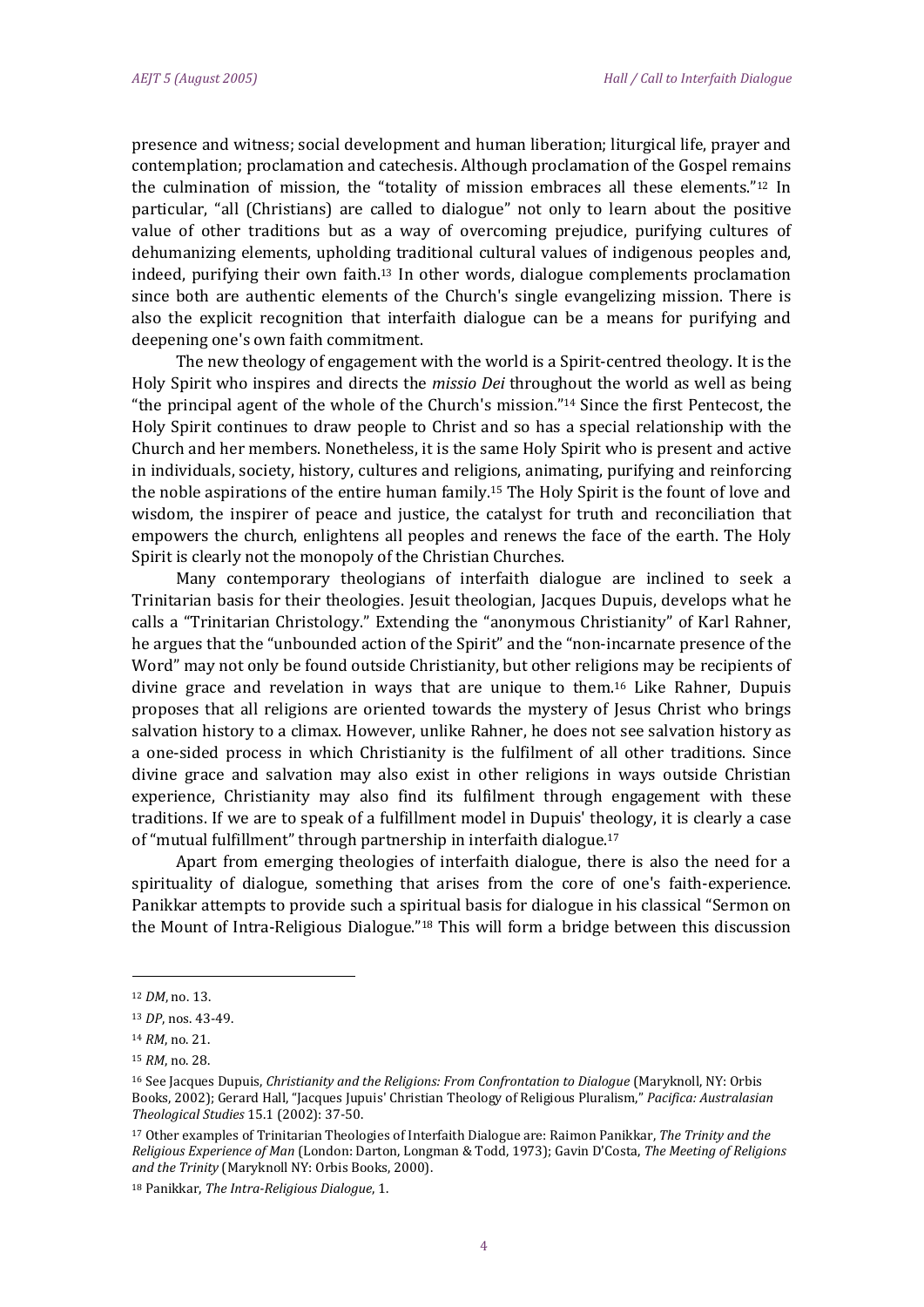presence and witness; social development and human liberation; liturgical life, prayer and contemplation; proclamation and catechesis. Although proclamation of the Gospel remains the culmination of mission, the "totality of mission embraces all these elements."[12] In particular, "all (Christians) are called to dialogue" not only to learn about the positive value of other traditions but as a way of overcoming prejudice, purifying cultures of dehumanizing elements, upholding traditional cultural values of indigenous peoples and, indeed, purifying their own faith.[13] In other words, dialogue complements proclamation since both are authentic elements of the Church's single evangelizing mission. There is also the explicit recognition that interfaith dialogue can be a means for purifying and deepening one's own faith commitment.

The new theology of engagement with the world is a Spirit-centred theology. It is the Holy Spirit who inspires and directs the *missio Dei* throughout the world as well as being "the principal agent of the whole of the Church's mission."[14] Since the first Pentecost, the Holy Spirit continues to draw people to Christ and so has a special relationship with the Church and her members. Nonetheless, it is the same Holy Spirit who is present and active in individuals, society, history, cultures and religions, animating, purifying and reinforcing the noble aspirations of the entire human family.[15] The Holy Spirit is the fount of love and wisdom, the inspirer of peace and justice, the catalyst for truth and reconciliation that empowers the church, enlightens all peoples and renews the face of the earth. The Holy Spirit is clearly not the monopoly of the Christian Churches.

Many contemporary theologians of interfaith dialogue are inclined to seek a Trinitarian basis for their theologies. Jesuit theologian, Jacques Dupuis, develops what he calls a "Trinitarian Christology." Extending the "anonymous Christianity" of Karl Rahner, he argues that the "unbounded action of the Spirit" and the "non-incarnate presence of the Word" may not only be found outside Christianity, but other religions may be recipients of divine grace and revelation in ways that are unique to them.[16] Like Rahner, Dupuis proposes that all religions are oriented towards the mystery of Jesus Christ who brings salvation history to a climax. However, unlike Rahner, he does not see salvation history as a one-sided process in which Christianity is the fulfilment of all other traditions. Since divine grace and salvation may also exist in other religions in ways outside Christian experience, Christianity may also find its fulfilment through engagement with these traditions. If we are to speak of a fulfillment model in Dupuis' theology, it is clearly a case of "mutual fulfillment" through partnership in interfaith dialogue.[17]

Apart from emerging theologies of interfaith dialogue, there is also the need for a spirituality of dialogue, something that arises from the core of one's faith-experience. Panikkar attempts to provide such a spiritual basis for dialogue in his classical "Sermon on the Mount of Intra-Religious Dialogue."[18] This will form a bridge between this discussion

---

[12] *DM*, no. 13.

[13] *DP*, nos. 43-49.

[14] *RM*, no. 21.

[15] *RM*, no. 28.

[16] See Jacques Dupuis, *Christianity and the Religions: From Confrontation to Dialogue* (Maryknoll, NY: Orbis Books, 2002); Gerard Hall, "Jacques Jupuis' Christian Theology of Religious Pluralism," *Pacifica: Australasian Theological Studies* 15.1 (2002): 37-50.

[17] Other examples of Trinitarian Theologies of Interfaith Dialogue are: Raimon Panikkar, *The Trinity and the Religious Experience of Man* (London: Darton, Longman & Todd, 1973); Gavin D'Costa, *The Meeting of Religions and the Trinity* (Maryknoll NY: Orbis Books, 2000).

[18] Panikkar, *The Intra-Religious Dialogue*, 1.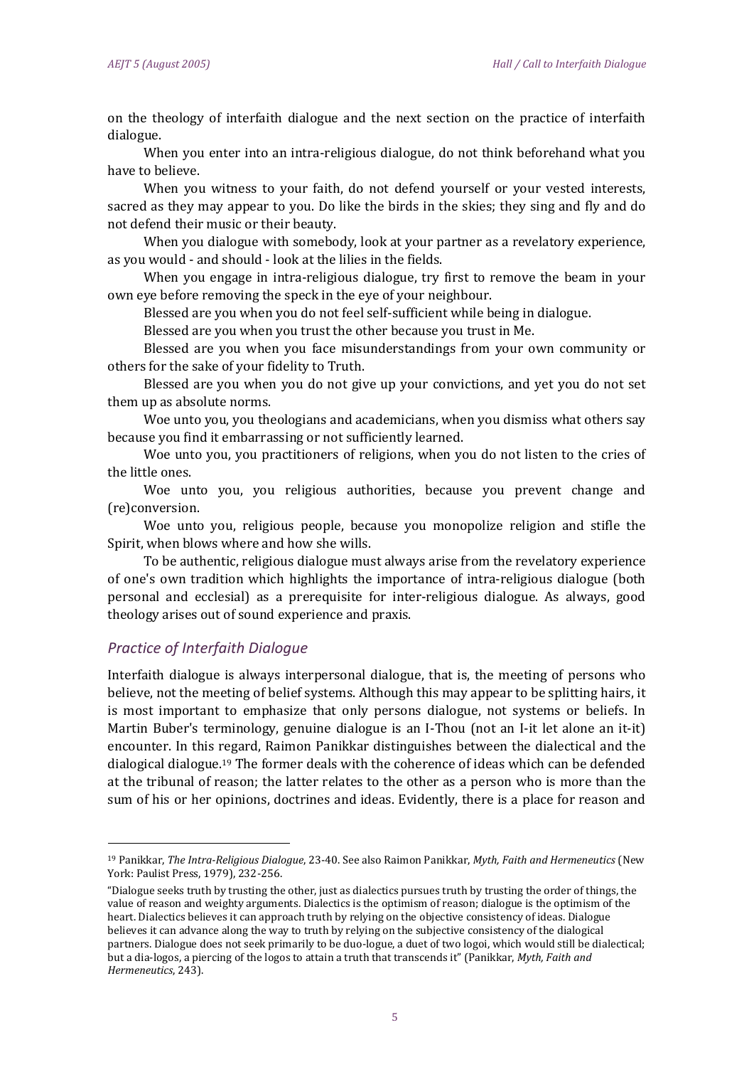on the theology of interfaith dialogue and the next section on the practice of interfaith dialogue.

When you enter into an intra-religious dialogue, do not think beforehand what you have to believe.

When you witness to your faith, do not defend yourself or your vested interests, sacred as they may appear to you. Do like the birds in the skies; they sing and fly and do not defend their music or their beauty.

When you dialogue with somebody, look at your partner as a revelatory experience, as you would - and should - look at the lilies in the fields.

When you engage in intra-religious dialogue, try first to remove the beam in your own eye before removing the speck in the eye of your neighbour.

Blessed are you when you do not feel self-sufficient while being in dialogue.

Blessed are you when you trust the other because you trust in Me.

Blessed are you when you face misunderstandings from your own community or others for the sake of your fidelity to Truth.

Blessed are you when you do not give up your convictions, and yet you do not set them up as absolute norms.

Woe unto you, you theologians and academicians, when you dismiss what others say because you find it embarrassing or not sufficiently learned.

Woe unto you, you practitioners of religions, when you do not listen to the cries of the little ones.

Woe unto you, you religious authorities, because you prevent change and (re)conversion.

Woe unto you, religious people, because you monopolize religion and stifle the Spirit, when blows where and how she wills.

To be authentic, religious dialogue must always arise from the revelatory experience of one's own tradition which highlights the importance of intra-religious dialogue (both personal and ecclesial) as a prerequisite for inter-religious dialogue. As always, good theology arises out of sound experience and praxis.

## *Practice of Interfaith Dialogue*

Interfaith dialogue is always interpersonal dialogue, that is, the meeting of persons who believe, not the meeting of belief systems. Although this may appear to be splitting hairs, it is most important to emphasize that only persons dialogue, not systems or beliefs. In Martin Buber's terminology, genuine dialogue is an I-Thou (not an I-it let alone an it-it) encounter. In this regard, Raimon Panikkar distinguishes between the dialectical and the dialogical dialogue.[19] The former deals with the coherence of ideas which can be defended at the tribunal of reason; the latter relates to the other as a person who is more than the sum of his or her opinions, doctrines and ideas. Evidently, there is a place for reason and

---

[19] Panikkar, *The Intra-Religious Dialogue*, 23-40. See also Raimon Panikkar, *Myth, Faith and Hermeneutics* (New York: Paulist Press, 1979), 232-256.

"Dialogue seeks truth by trusting the other, just as dialectics pursues truth by trusting the order of things, the value of reason and weighty arguments. Dialectics is the optimism of reason; dialogue is the optimism of the heart. Dialectics believes it can approach truth by relying on the objective consistency of ideas. Dialogue believes it can advance along the way to truth by relying on the subjective consistency of the dialogical partners. Dialogue does not seek primarily to be duo-logue, a duet of two logoi, which would still be dialectical; but a dia-logos, a piercing of the logos to attain a truth that transcends it" (Panikkar, *Myth, Faith and Hermeneutics*, 243).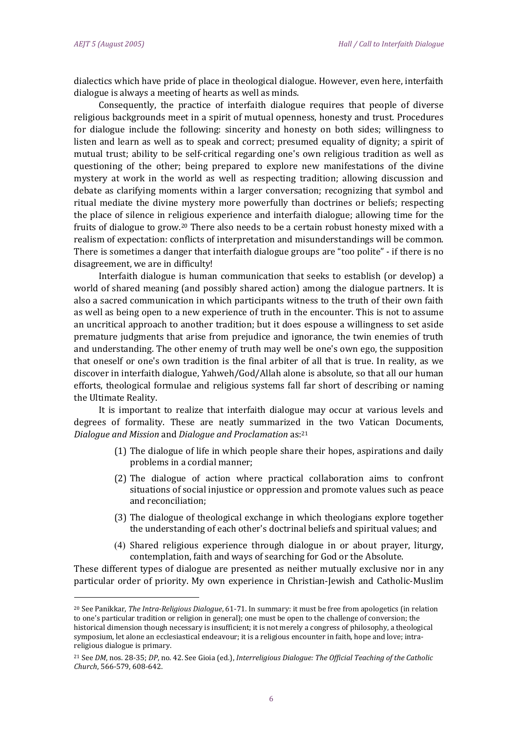dialectics which have pride of place in theological dialogue. However, even here, interfaith dialogue is always a meeting of hearts as well as minds.

Consequently, the practice of interfaith dialogue requires that people of diverse religious backgrounds meet in a spirit of mutual openness, honesty and trust. Procedures for dialogue include the following: sincerity and honesty on both sides; willingness to listen and learn as well as to speak and correct; presumed equality of dignity; a spirit of mutual trust; ability to be self-critical regarding one's own religious tradition as well as questioning of the other; being prepared to explore new manifestations of the divine mystery at work in the world as well as respecting tradition; allowing discussion and debate as clarifying moments within a larger conversation; recognizing that symbol and ritual mediate the divine mystery more powerfully than doctrines or beliefs; respecting the place of silence in religious experience and interfaith dialogue; allowing time for the fruits of dialogue to grow.[20] There also needs to be a certain robust honesty mixed with a realism of expectation: conflicts of interpretation and misunderstandings will be common. There is sometimes a danger that interfaith dialogue groups are "too polite" - if there is no disagreement, we are in difficulty!

Interfaith dialogue is human communication that seeks to establish (or develop) a world of shared meaning (and possibly shared action) among the dialogue partners. It is also a sacred communication in which participants witness to the truth of their own faith as well as being open to a new experience of truth in the encounter. This is not to assume an uncritical approach to another tradition; but it does espouse a willingness to set aside premature judgments that arise from prejudice and ignorance, the twin enemies of truth and understanding. The other enemy of truth may well be one's own ego, the supposition that oneself or one's own tradition is the final arbiter of all that is true. In reality, as we discover in interfaith dialogue, Yahweh/God/Allah alone is absolute, so that all our human efforts, theological formulae and religious systems fall far short of describing or naming the Ultimate Reality.

It is important to realize that interfaith dialogue may occur at various levels and degrees of formality. These are neatly summarized in the two Vatican Documents, *Dialogue and Mission* and *Dialogue and Proclamation* as:[21]

(1) The dialogue of life in which people share their hopes, aspirations and daily problems in a cordial manner;

(2) The dialogue of action where practical collaboration aims to confront situations of social injustice or oppression and promote values such as peace and reconciliation;

(3) The dialogue of theological exchange in which theologians explore together the understanding of each other's doctrinal beliefs and spiritual values; and

(4) Shared religious experience through dialogue in or about prayer, liturgy, contemplation, faith and ways of searching for God or the Absolute.

These different types of dialogue are presented as neither mutually exclusive nor in any particular order of priority. My own experience in Christian-Jewish and Catholic-Muslim

---

[20] See Panikkar, *The Intra-Religious Dialogue*, 61-71. In summary: it must be free from apologetics (in relation to one's particular tradition or religion in general); one must be open to the challenge of conversion; the historical dimension though necessary is insufficient; it is not merely a congress of philosophy, a theological symposium, let alone an ecclesiastical endeavour; it is a religious encounter in faith, hope and love; intra-religious dialogue is primary.

[21] See *DM*, nos. 28-35; *DP*, no. 42. See Gioia (ed.), *Interreligious Dialogue: The Official Teaching of the Catholic Church*, 566-579, 608-642.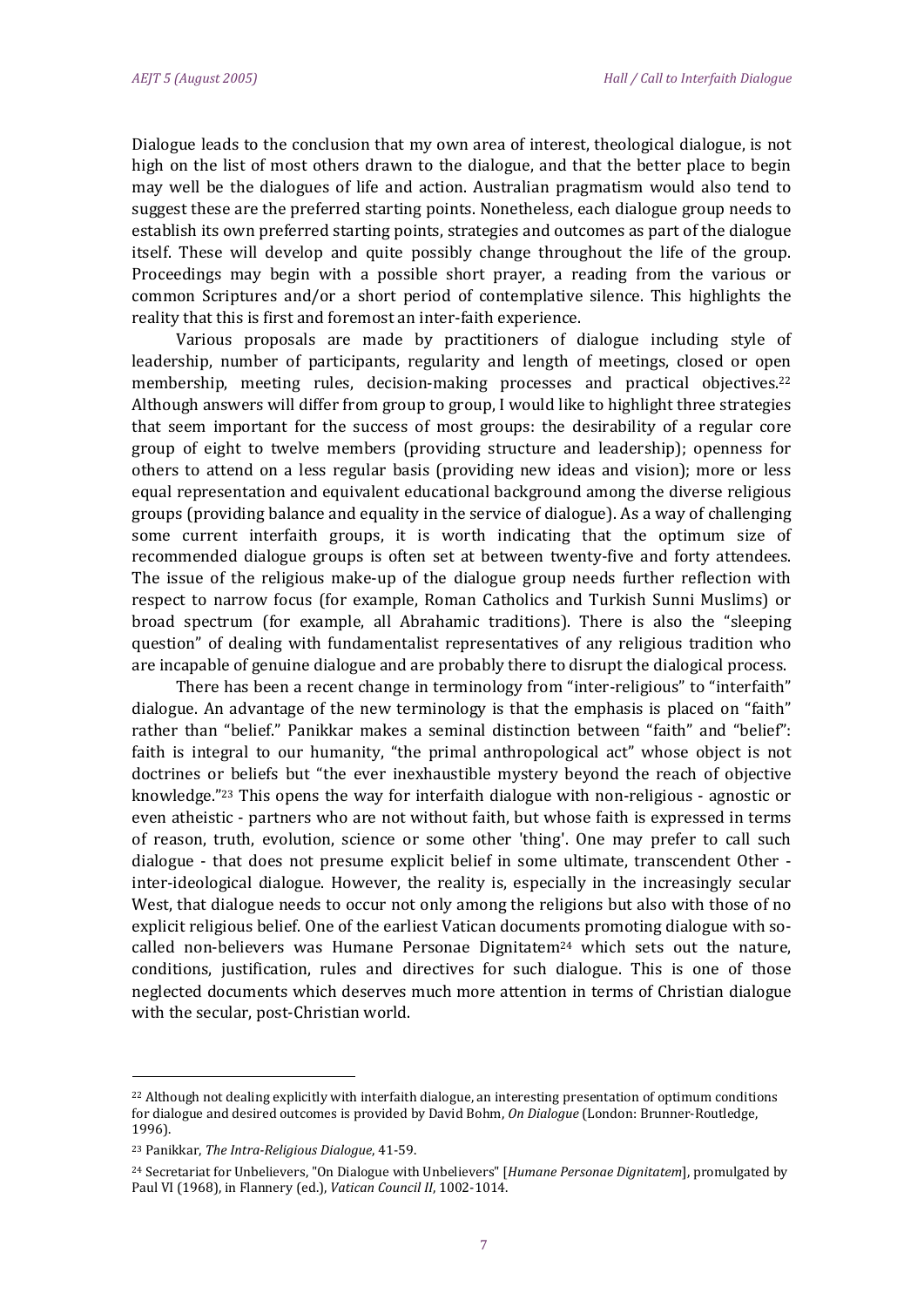Dialogue leads to the conclusion that my own area of interest, theological dialogue, is not high on the list of most others drawn to the dialogue, and that the better place to begin may well be the dialogues of life and action. Australian pragmatism would also tend to suggest these are the preferred starting points. Nonetheless, each dialogue group needs to establish its own preferred starting points, strategies and outcomes as part of the dialogue itself. These will develop and quite possibly change throughout the life of the group. Proceedings may begin with a possible short prayer, a reading from the various or common Scriptures and/or a short period of contemplative silence. This highlights the reality that this is first and foremost an inter-faith experience.

Various proposals are made by practitioners of dialogue including style of leadership, number of participants, regularity and length of meetings, closed or open membership, meeting rules, decision-making processes and practical objectives.[22] Although answers will differ from group to group, I would like to highlight three strategies that seem important for the success of most groups: the desirability of a regular core group of eight to twelve members (providing structure and leadership); openness for others to attend on a less regular basis (providing new ideas and vision); more or less equal representation and equivalent educational background among the diverse religious groups (providing balance and equality in the service of dialogue). As a way of challenging some current interfaith groups, it is worth indicating that the optimum size of recommended dialogue groups is often set at between twenty-five and forty attendees. The issue of the religious make-up of the dialogue group needs further reflection with respect to narrow focus (for example, Roman Catholics and Turkish Sunni Muslims) or broad spectrum (for example, all Abrahamic traditions). There is also the "sleeping question" of dealing with fundamentalist representatives of any religious tradition who are incapable of genuine dialogue and are probably there to disrupt the dialogical process.

There has been a recent change in terminology from "inter-religious" to "interfaith" dialogue. An advantage of the new terminology is that the emphasis is placed on "faith" rather than "belief." Panikkar makes a seminal distinction between "faith" and "belief": faith is integral to our humanity, "the primal anthropological act" whose object is not doctrines or beliefs but "the ever inexhaustible mystery beyond the reach of objective knowledge."[23] This opens the way for interfaith dialogue with non-religious - agnostic or even atheistic - partners who are not without faith, but whose faith is expressed in terms of reason, truth, evolution, science or some other 'thing'. One may prefer to call such dialogue - that does not presume explicit belief in some ultimate, transcendent Other - inter-ideological dialogue. However, the reality is, especially in the increasingly secular West, that dialogue needs to occur not only among the religions but also with those of no explicit religious belief. One of the earliest Vatican documents promoting dialogue with so-called non-believers was Humane Personae Dignitatem[24] which sets out the nature, conditions, justification, rules and directives for such dialogue. This is one of those neglected documents which deserves much more attention in terms of Christian dialogue with the secular, post-Christian world.

---

[22] Although not dealing explicitly with interfaith dialogue, an interesting presentation of optimum conditions for dialogue and desired outcomes is provided by David Bohm, *On Dialogue* (London: Brunner-Routledge, 1996).

[23] Panikkar, *The Intra-Religious Dialogue*, 41-59.

[24] Secretariat for Unbelievers, "On Dialogue with Unbelievers" [*Humane Personae Dignitatem*], promulgated by Paul VI (1968), in Flannery (ed.), *Vatican Council II*, 1002-1014.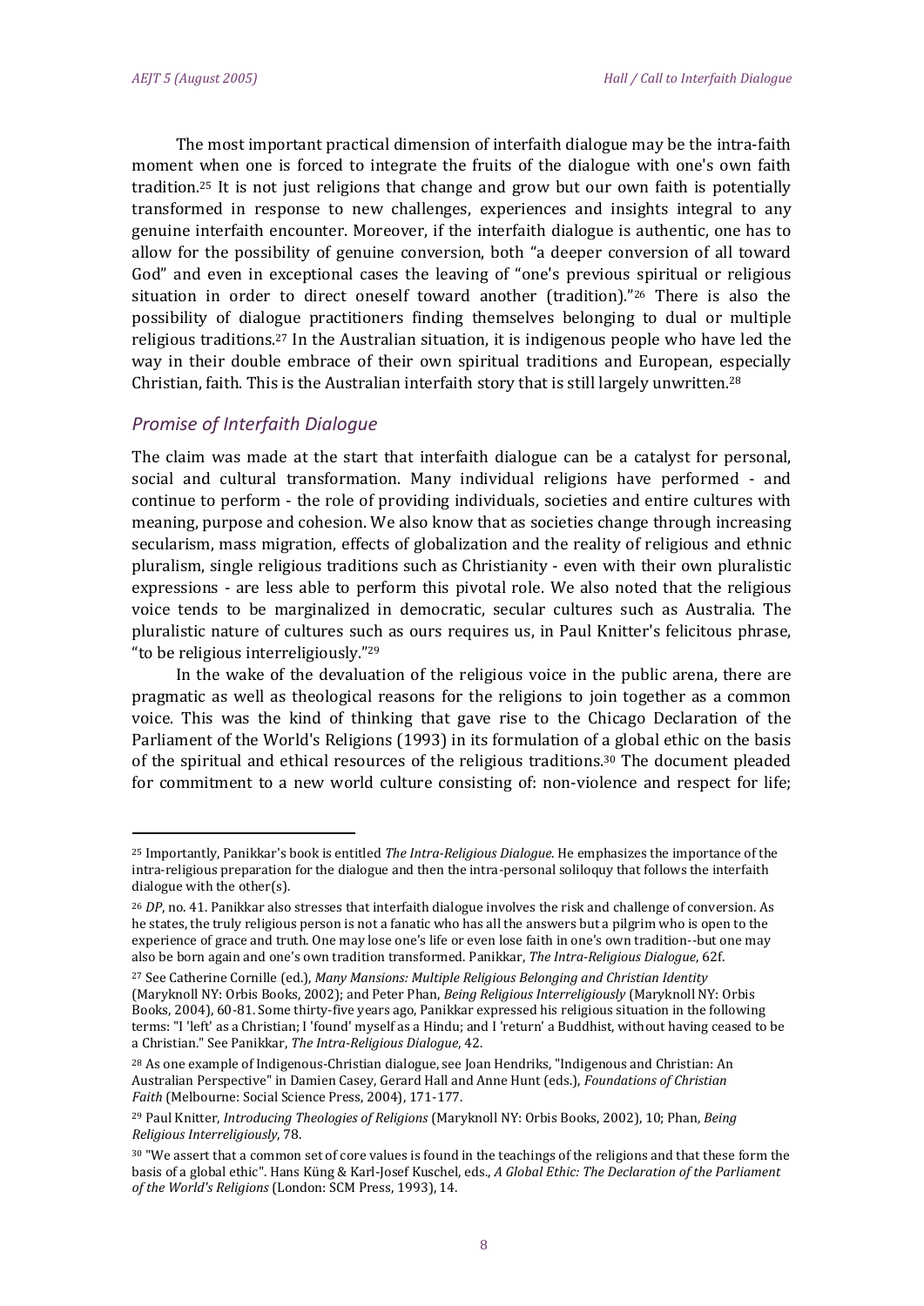The most important practical dimension of interfaith dialogue may be the intra-faith moment when one is forced to integrate the fruits of the dialogue with one's own faith tradition.[25] It is not just religions that change and grow but our own faith is potentially transformed in response to new challenges, experiences and insights integral to any genuine interfaith encounter. Moreover, if the interfaith dialogue is authentic, one has to allow for the possibility of genuine conversion, both "a deeper conversion of all toward God" and even in exceptional cases the leaving of "one's previous spiritual or religious situation in order to direct oneself toward another (tradition)."[26] There is also the possibility of dialogue practitioners finding themselves belonging to dual or multiple religious traditions.[27] In the Australian situation, it is indigenous people who have led the way in their double embrace of their own spiritual traditions and European, especially Christian, faith. This is the Australian interfaith story that is still largely unwritten.[28]

### *Promise of Interfaith Dialogue*

The claim was made at the start that interfaith dialogue can be a catalyst for personal, social and cultural transformation. Many individual religions have performed - and continue to perform - the role of providing individuals, societies and entire cultures with meaning, purpose and cohesion. We also know that as societies change through increasing secularism, mass migration, effects of globalization and the reality of religious and ethnic pluralism, single religious traditions such as Christianity - even with their own pluralistic expressions - are less able to perform this pivotal role. We also noted that the religious voice tends to be marginalized in democratic, secular cultures such as Australia. The pluralistic nature of cultures such as ours requires us, in Paul Knitter's felicitous phrase, "to be religious interreligiously."[29]

In the wake of the devaluation of the religious voice in the public arena, there are pragmatic as well as theological reasons for the religions to join together as a common voice. This was the kind of thinking that gave rise to the Chicago Declaration of the Parliament of the World's Religions (1993) in its formulation of a global ethic on the basis of the spiritual and ethical resources of the religious traditions.[30] The document pleaded for commitment to a new world culture consisting of: non-violence and respect for life;

---

[25] Importantly, Panikkar's book is entitled *The Intra-Religious Dialogue*. He emphasizes the importance of the intra-religious preparation for the dialogue and then the intra-personal soliloquy that follows the interfaith dialogue with the other(s).

[26] *DP*, no. 41. Panikkar also stresses that interfaith dialogue involves the risk and challenge of conversion. As he states, the truly religious person is not a fanatic who has all the answers but a pilgrim who is open to the experience of grace and truth. One may lose one's life or even lose faith in one's own tradition--but one may also be born again and one's own tradition transformed. Panikkar, *The Intra-Religious Dialogue*, 62f.

[27] See Catherine Cornille (ed.), *Many Mansions: Multiple Religious Belonging and Christian Identity* (Maryknoll NY: Orbis Books, 2002); and Peter Phan, *Being Religious Interreligiously* (Maryknoll NY: Orbis Books, 2004), 60-81. Some thirty-five years ago, Panikkar expressed his religious situation in the following terms: "I 'left' as a Christian; I 'found' myself as a Hindu; and I 'return' a Buddhist, without having ceased to be a Christian." See Panikkar, *The Intra-Religious Dialogue*, 42.

[28] As one example of Indigenous-Christian dialogue, see Joan Hendriks, "Indigenous and Christian: An Australian Perspective" in Damien Casey, Gerard Hall and Anne Hunt (eds.), *Foundations of Christian Faith* (Melbourne: Social Science Press, 2004), 171-177.

[29] Paul Knitter, *Introducing Theologies of Religions* (Maryknoll NY: Orbis Books, 2002), 10; Phan, *Being Religious Interreligiously*, 78.

[30] "We assert that a common set of core values is found in the teachings of the religions and that these form the basis of a global ethic". Hans Küng & Karl-Josef Kuschel, eds., *A Global Ethic: The Declaration of the Parliament of the World's Religions* (London: SCM Press, 1993), 14.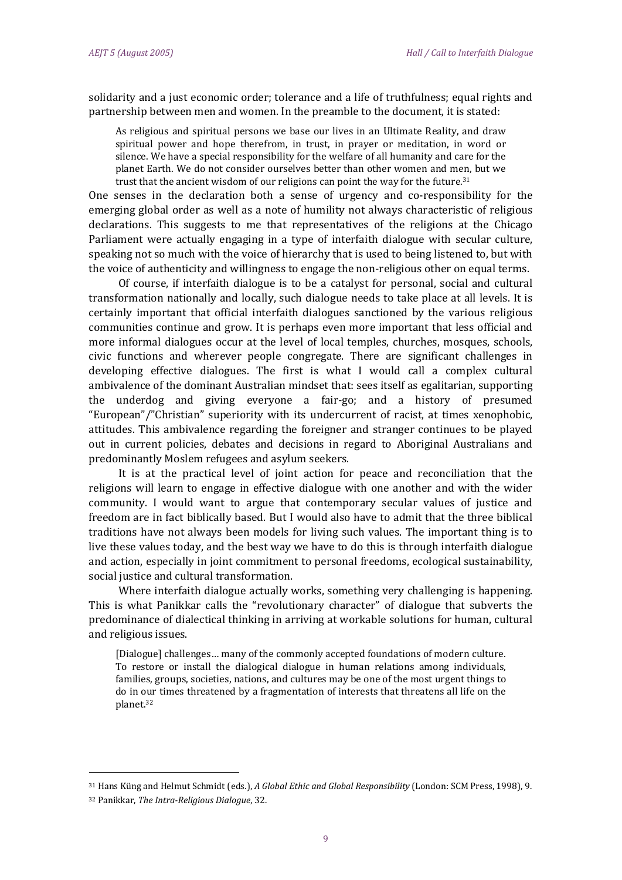solidarity and a just economic order; tolerance and a life of truthfulness; equal rights and partnership between men and women. In the preamble to the document, it is stated:

> As religious and spiritual persons we base our lives in an Ultimate Reality, and draw spiritual power and hope therefrom, in trust, in prayer or meditation, in word or silence. We have a special responsibility for the welfare of all humanity and care for the planet Earth. We do not consider ourselves better than other women and men, but we trust that the ancient wisdom of our religions can point the way for the future.[31]

One senses in the declaration both a sense of urgency and co-responsibility for the emerging global order as well as a note of humility not always characteristic of religious declarations. This suggests to me that representatives of the religions at the Chicago Parliament were actually engaging in a type of interfaith dialogue with secular culture, speaking not so much with the voice of hierarchy that is used to being listened to, but with the voice of authenticity and willingness to engage the non-religious other on equal terms.

Of course, if interfaith dialogue is to be a catalyst for personal, social and cultural transformation nationally and locally, such dialogue needs to take place at all levels. It is certainly important that official interfaith dialogues sanctioned by the various religious communities continue and grow. It is perhaps even more important that less official and more informal dialogues occur at the level of local temples, churches, mosques, schools, civic functions and wherever people congregate. There are significant challenges in developing effective dialogues. The first is what I would call a complex cultural ambivalence of the dominant Australian mindset that: sees itself as egalitarian, supporting the underdog and giving everyone a fair-go; and a history of presumed "European"/"Christian" superiority with its undercurrent of racist, at times xenophobic, attitudes. This ambivalence regarding the foreigner and stranger continues to be played out in current policies, debates and decisions in regard to Aboriginal Australians and predominantly Moslem refugees and asylum seekers.

It is at the practical level of joint action for peace and reconciliation that the religions will learn to engage in effective dialogue with one another and with the wider community. I would want to argue that contemporary secular values of justice and freedom are in fact biblically based. But I would also have to admit that the three biblical traditions have not always been models for living such values. The important thing is to live these values today, and the best way we have to do this is through interfaith dialogue and action, especially in joint commitment to personal freedoms, ecological sustainability, social justice and cultural transformation.

Where interfaith dialogue actually works, something very challenging is happening. This is what Panikkar calls the "revolutionary character" of dialogue that subverts the predominance of dialectical thinking in arriving at workable solutions for human, cultural and religious issues.

> [Dialogue] challenges… many of the commonly accepted foundations of modern culture. To restore or install the dialogical dialogue in human relations among individuals, families, groups, societies, nations, and cultures may be one of the most urgent things to do in our times threatened by a fragmentation of interests that threatens all life on the planet.[32]

---

[31] Hans Küng and Helmut Schmidt (eds.), *A Global Ethic and Global Responsibility* (London: SCM Press, 1998), 9.

[32] Panikkar, *The Intra-Religious Dialogue*, 32.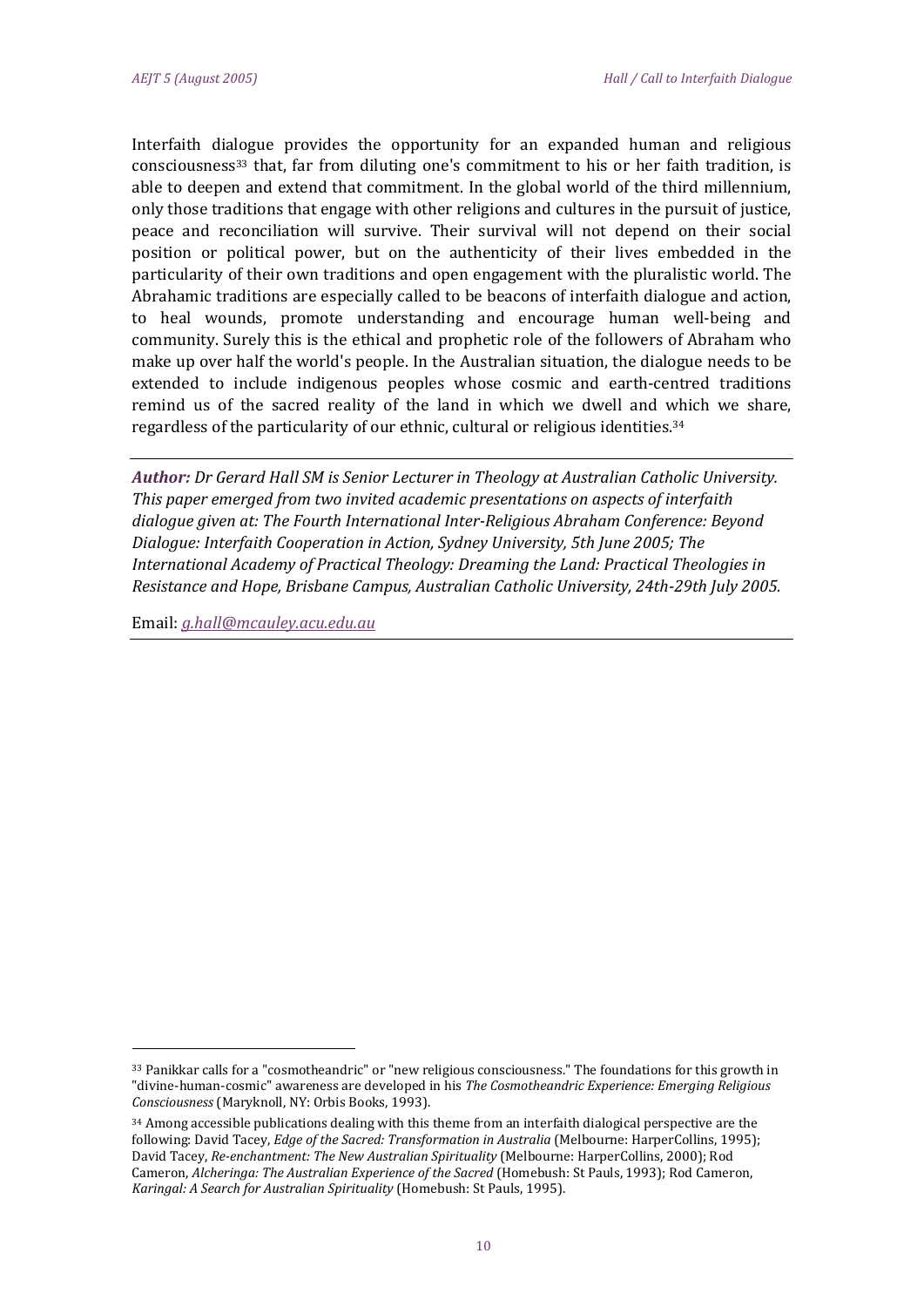Interfaith dialogue provides the opportunity for an expanded human and religious consciousness[33] that, far from diluting one's commitment to his or her faith tradition, is able to deepen and extend that commitment. In the global world of the third millennium, only those traditions that engage with other religions and cultures in the pursuit of justice, peace and reconciliation will survive. Their survival will not depend on their social position or political power, but on the authenticity of their lives embedded in the particularity of their own traditions and open engagement with the pluralistic world. The Abrahamic traditions are especially called to be beacons of interfaith dialogue and action, to heal wounds, promote understanding and encourage human well-being and community. Surely this is the ethical and prophetic role of the followers of Abraham who make up over half the world's people. In the Australian situation, the dialogue needs to be extended to include indigenous peoples whose cosmic and earth-centred traditions remind us of the sacred reality of the land in which we dwell and which we share, regardless of the particularity of our ethnic, cultural or religious identities.[34]

---

***Author:*** *Dr Gerard Hall SM is Senior Lecturer in Theology at Australian Catholic University. This paper emerged from two invited academic presentations on aspects of interfaith dialogue given at: The Fourth International Inter-Religious Abraham Conference: Beyond Dialogue: Interfaith Cooperation in Action, Sydney University, 5th June 2005; The International Academy of Practical Theology: Dreaming the Land: Practical Theologies in Resistance and Hope, Brisbane Campus, Australian Catholic University, 24th-29th July 2005.*

Email: [g.hall@mcauley.acu.edu.au](mailto:g.hall@mcauley.acu.edu.au)

---

[33] Panikkar calls for a "cosmotheandric" or "new religious consciousness." The foundations for this growth in "divine-human-cosmic" awareness are developed in his *The Cosmotheandric Experience: Emerging Religious Consciousness* (Maryknoll, NY: Orbis Books, 1993).

[34] Among accessible publications dealing with this theme from an interfaith dialogical perspective are the following: David Tacey, *Edge of the Sacred: Transformation in Australia* (Melbourne: HarperCollins, 1995); David Tacey, *Re-enchantment: The New Australian Spirituality* (Melbourne: HarperCollins, 2000); Rod Cameron, *Alcheringa: The Australian Experience of the Sacred* (Homebush: St Pauls, 1993); Rod Cameron, *Karingal: A Search for Australian Spirituality* (Homebush: St Pauls, 1995).